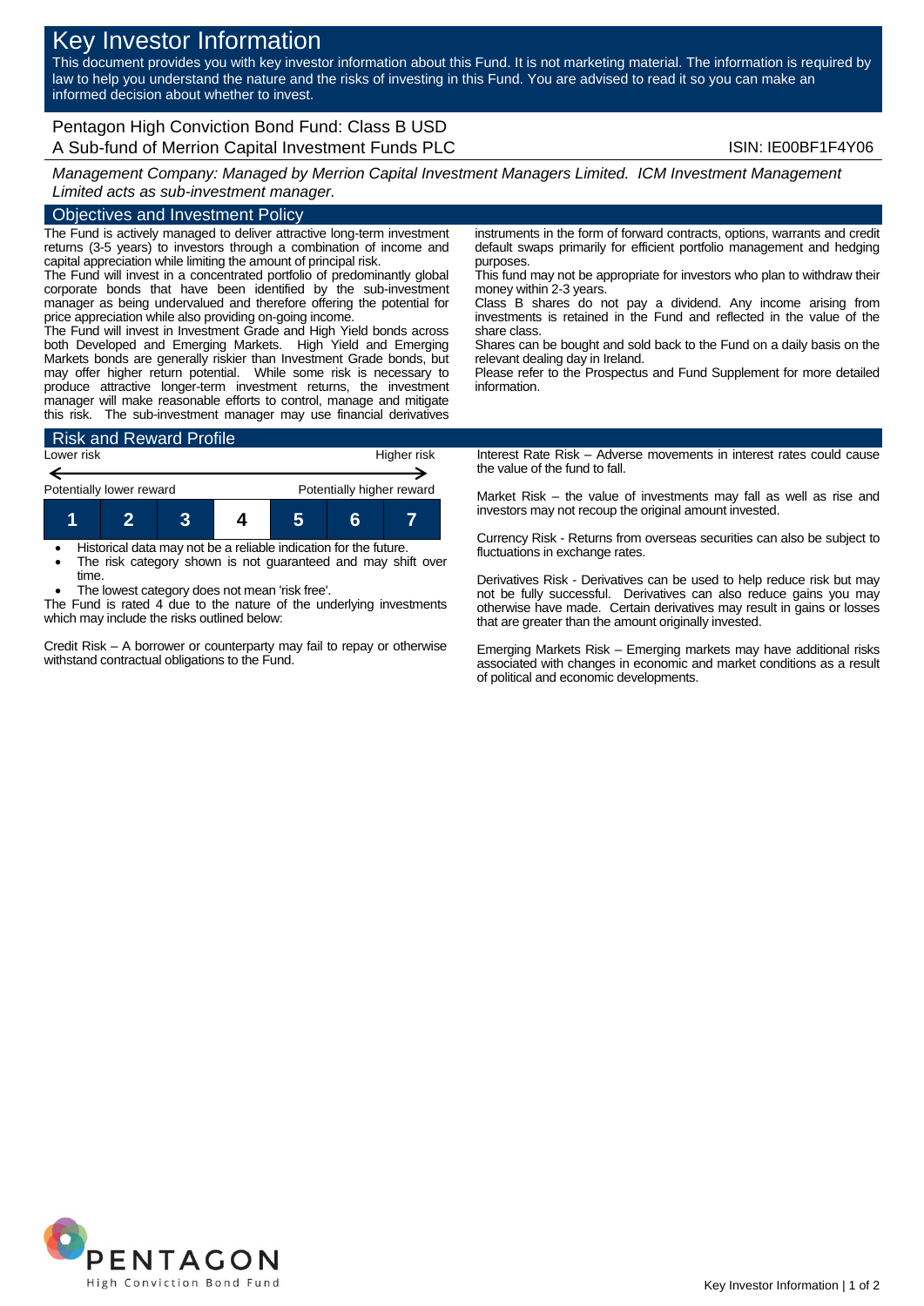# Key Investor Information

This document provides you with key investor information about this Fund. It is not marketing material. The information is required by law to help you understand the nature and the risks of investing in this Fund. You are advised to read it so you can make an informed decision about whether to invest.

## Pentagon High Conviction Bond Fund: Class B USD

A Sub-fund of Merrion Capital Investment Funds PLC

ISIN: IE00BF1F4Y06

*Management Company: Managed by Merrion Capital Investment Managers Limited. ICM Investment Management Limited acts as sub-investment manager.*

## Objectives and Investment Policy

The Fund is actively managed to deliver attractive long-term investment returns (3-5 years) to investors through a combination of income and capital appreciation while limiting the amount of principal risk.

The Fund will invest in a concentrated portfolio of predominantly global corporate bonds that have been identified by the sub-investment manager as being undervalued and therefore offering the potential for price appreciation while also providing on-going income.

The Fund will invest in Investment Grade and High Yield bonds across both Developed and Emerging Markets. High Yield and Emerging Markets bonds are generally riskier than Investment Grade bonds, but may offer higher return potential. While some risk is necessary to produce attractive longer-term investment returns, the investment manager will make reasonable efforts to control, manage and mitigate this risk. The sub-investment manager may use financial derivatives instruments in the form of forward contracts, options, warrants and credit default swaps primarily for efficient portfolio management and hedging purposes.

This fund may not be appropriate for investors who plan to withdraw their money within 2-3 years.

Class B shares do not pay a dividend. Any income arising from investments is retained in the Fund and reflected in the value of the share class.

Shares can be bought and sold back to the Fund on a daily basis on the relevant dealing day in Ireland.

Please refer to the Prospectus and Fund Supplement for more detailed information.

## Risk and Reward Profile

| Lower risk | | | | | | Higher risk |
|---|---|---|---|---|---|---|
| Potentially lower reward | | | | | | Potentially higher reward |
| 1 | 2 | 3 | **4** | 5 | 6 | 7 |

- Historical data may not be a reliable indication for the future.
- The risk category shown is not guaranteed and may shift over time.
- The lowest category does not mean 'risk free'.

The Fund is rated 4 due to the nature of the underlying investments which may include the risks outlined below:

Credit Risk – A borrower or counterparty may fail to repay or otherwise withstand contractual obligations to the Fund.

Interest Rate Risk – Adverse movements in interest rates could cause the value of the fund to fall.

Market Risk – the value of investments may fall as well as rise and investors may not recoup the original amount invested.

Currency Risk - Returns from overseas securities can also be subject to fluctuations in exchange rates.

Derivatives Risk - Derivatives can be used to help reduce risk but may not be fully successful. Derivatives can also reduce gains you may otherwise have made. Certain derivatives may result in gains or losses that are greater than the amount originally invested.

Emerging Markets Risk – Emerging markets may have additional risks associated with changes in economic and market conditions as a result of political and economic developments.

PENTAGON High Conviction Bond Fund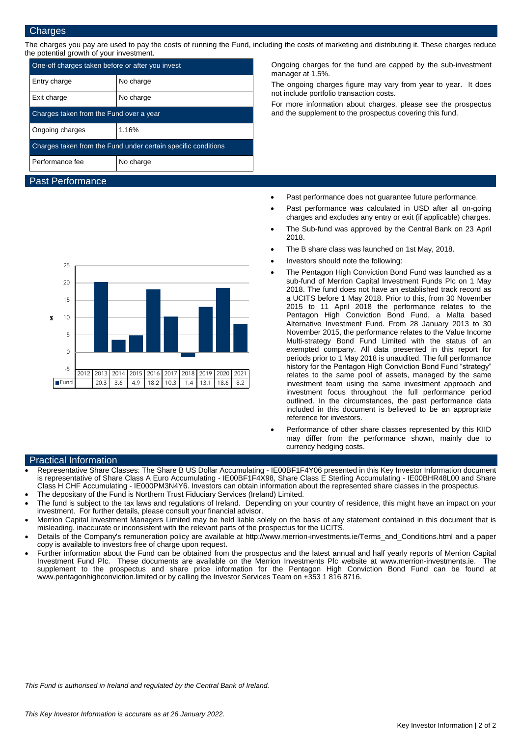## Charges

The charges you pay are used to pay the costs of running the Fund, including the costs of marketing and distributing it. These charges reduce the potential growth of your investment.

| One-off charges taken before or after you invest | |
|---|---|
| Entry charge | No charge |
| Exit charge | No charge |
| **Charges taken from the Fund over a year** | |
| Ongoing charges | 1.16% |
| **Charges taken from the Fund under certain specific conditions** | |
| Performance fee | No charge |

Ongoing charges for the fund are capped by the sub-investment manager at 1.5%.

The ongoing charges figure may vary from year to year. It does not include portfolio transaction costs.

For more information about charges, please see the prospectus and the supplement to the prospectus covering this fund.

## Past Performance

%
25
20
15
10
5
0
-5

2012 2013 2014 2015 2016 2017 2018 2019 2020 2021
Fund 20.3 3.6 4.9 18.2 10.3 -1.4 13.1 18.6 8.2

- Past performance does not guarantee future performance.
- Past performance was calculated in USD after all on-going charges and excludes any entry or exit (if applicable) charges.
- The Sub-fund was approved by the Central Bank on 23 April 2018.
- The B share class was launched on 1st May, 2018.
- Investors should note the following:
- The Pentagon High Conviction Bond Fund was launched as a sub-fund of Merrion Capital Investment Funds Plc on 1 May 2018. The fund does not have an established track record as a UCITS before 1 May 2018. Prior to this, from 30 November 2015 to 11 April 2018 the performance relates to the Pentagon High Conviction Bond Fund, a Malta based Alternative Investment Fund. From 28 January 2013 to 30 November 2015, the performance relates to the Value Income Multi-strategy Bond Fund Limited with the status of an exempted company. All data presented in this report for periods prior to 1 May 2018 is unaudited. The full performance history for the Pentagon High Conviction Bond Fund "strategy" relates to the same pool of assets, managed by the same investment team using the same investment approach and investment focus throughout the full performance period outlined. In the circumstances, the past performance data included in this document is believed to be an appropriate reference for investors.
- Performance of other share classes represented by this KIID may differ from the performance shown, mainly due to currency hedging costs.

## Practical Information

- Representative Share Classes: The Share B US Dollar Accumulating - IE00BF1F4Y06 presented in this Key Investor Information document is representative of Share Class A Euro Accumulating - IE00BF1F4X98, Share Class E Sterling Accumulating - IE00BHR48L00 and Share Class H CHF Accumulating - IE000PM3N4Y6. Investors can obtain information about the represented share classes in the prospectus.
- The depositary of the Fund is Northern Trust Fiduciary Services (Ireland) Limited.
- The fund is subject to the tax laws and regulations of Ireland. Depending on your country of residence, this might have an impact on your investment. For further details, please consult your financial advisor.
- Merrion Capital Investment Managers Limited may be held liable solely on the basis of any statement contained in this document that is misleading, inaccurate or inconsistent with the relevant parts of the prospectus for the UCITS.
- Details of the Company's remuneration policy are available at http://www.merrion-investments.ie/Terms_and_Conditions.html and a paper copy is available to investors free of charge upon request.
- Further information about the Fund can be obtained from the prospectus and the latest annual and half yearly reports of Merrion Capital Investment Fund Plc. These documents are available on the Merrion Investments Plc website at www.merrion-investments.ie. The supplement to the prospectus and share price information for the Pentagon High Conviction Bond Fund can be found at www.pentagonhighconviction.limited or by calling the Investor Services Team on +353 1 816 8716.

*This Fund is authorised in Ireland and regulated by the Central Bank of Ireland.*

*This Key Investor Information is accurate as at 26 January 2022.*